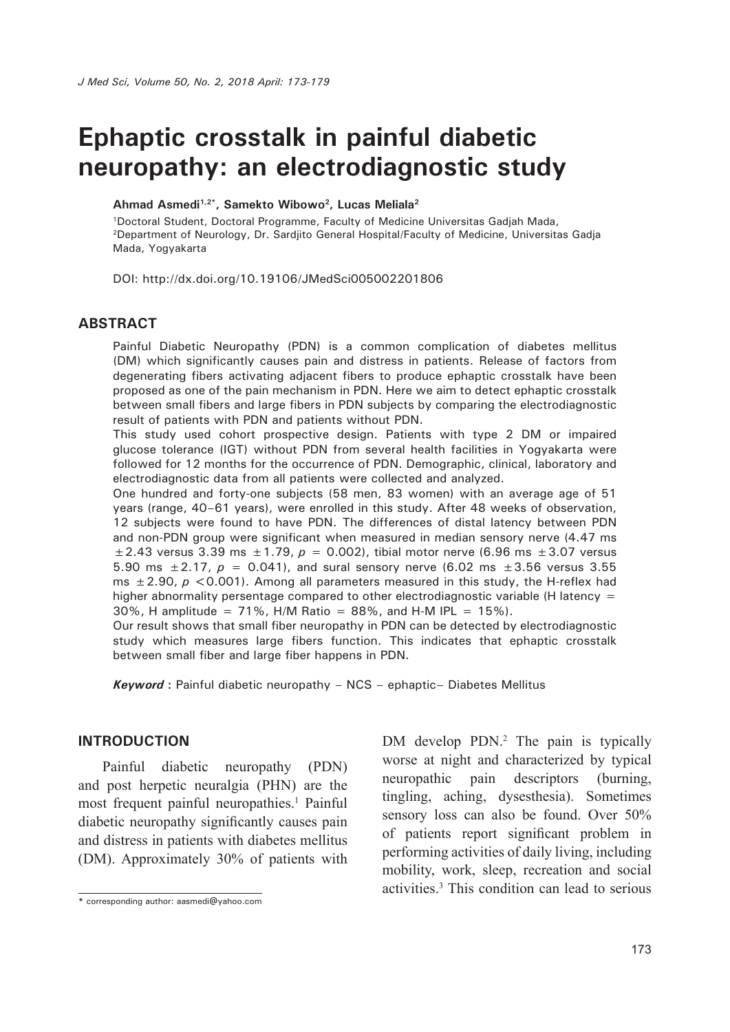# Ephaptic crosstalk in painful diabetic neuropathy: an electrodiagnostic study

**Ahmad Asmedi[1,2*], Samekto Wibowo[2], Lucas Meliala[2]**

[1]Doctoral Student, Doctoral Programme, Faculty of Medicine Universitas Gadjah Mada, [2]Department of Neurology, Dr. Sardjito General Hospital/Faculty of Medicine, Universitas Gadja Mada, Yogyakarta

DOI: http://dx.doi.org/10.19106/JMedSci005002201806

## ABSTRACT

Painful Diabetic Neuropathy (PDN) is a common complication of diabetes mellitus (DM) which significantly causes pain and distress in patients. Release of factors from degenerating fibers activating adjacent fibers to produce ephaptic crosstalk have been proposed as one of the pain mechanism in PDN. Here we aim to detect ephaptic crosstalk between small fibers and large fibers in PDN subjects by comparing the electrodiagnostic result of patients with PDN and patients without PDN.

This study used cohort prospective design. Patients with type 2 DM or impaired glucose tolerance (IGT) without PDN from several health facilities in Yogyakarta were followed for 12 months for the occurrence of PDN. Demographic, clinical, laboratory and electrodiagnostic data from all patients were collected and analyzed.

One hundred and forty-one subjects (58 men, 83 women) with an average age of 51 years (range, 40–61 years), were enrolled in this study. After 48 weeks of observation, 12 subjects were found to have PDN. The differences of distal latency between PDN and non-PDN group were significant when measured in median sensory nerve (4.47 ms $\pm$2.43 versus 3.39 ms $\pm$1.79, $p = 0.002$), tibial motor nerve (6.96 ms $\pm$3.07 versus 5.90 ms $\pm$2.17, $p = 0.041$), and sural sensory nerve (6.02 ms $\pm$3.56 versus 3.55 ms $\pm$2.90, $p < 0.001$). Among all parameters measured in this study, the H-reflex had higher abnormality persentage compared to other electrodiagnostic variable (H latency = 30%, H amplitude = 71%, H/M Ratio = 88%, and H-M IPL = 15%).

Our result shows that small fiber neuropathy in PDN can be detected by electrodiagnostic study which measures large fibers function. This indicates that ephaptic crosstalk between small fiber and large fiber happens in PDN.

***Keyword*** : Painful diabetic neuropathy – NCS – ephaptic– Diabetes Mellitus

## INTRODUCTION

Painful diabetic neuropathy (PDN) and post herpetic neuralgia (PHN) are the most frequent painful neuropathies.[1] Painful diabetic neuropathy significantly causes pain and distress in patients with diabetes mellitus (DM). Approximately 30% of patients with DM develop PDN.[2] The pain is typically worse at night and characterized by typical neuropathic pain descriptors (burning, tingling, aching, dysesthesia). Sometimes sensory loss can also be found. Over 50% of patients report significant problem in performing activities of daily living, including mobility, work, sleep, recreation and social activities.[3] This condition can lead to serious

\* corresponding author: aasmedi@yahoo.com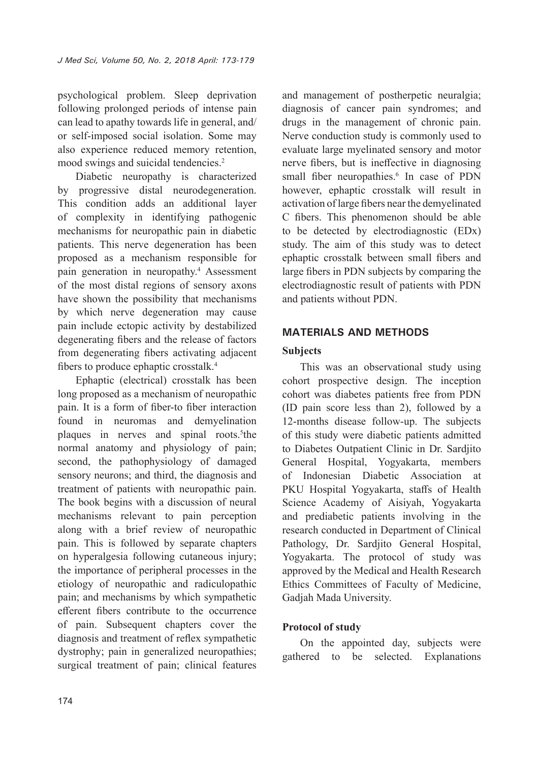psychological problem. Sleep deprivation following prolonged periods of intense pain can lead to apathy towards life in general, and/or self-imposed social isolation. Some may also experience reduced memory retention, mood swings and suicidal tendencies.[2]

Diabetic neuropathy is characterized by progressive distal neurodegeneration. This condition adds an additional layer of complexity in identifying pathogenic mechanisms for neuropathic pain in diabetic patients. This nerve degeneration has been proposed as a mechanism responsible for pain generation in neuropathy.[4] Assessment of the most distal regions of sensory axons have shown the possibility that mechanisms by which nerve degeneration may cause pain include ectopic activity by destabilized degenerating fibers and the release of factors from degenerating fibers activating adjacent fibers to produce ephaptic crosstalk.[4]

Ephaptic (electrical) crosstalk has been long proposed as a mechanism of neuropathic pain. It is a form of fiber-to fiber interaction found in neuromas and demyelination plaques in nerves and spinal roots.[5]the normal anatomy and physiology of pain; second, the pathophysiology of damaged sensory neurons; and third, the diagnosis and treatment of patients with neuropathic pain. The book begins with a discussion of neural mechanisms relevant to pain perception along with a brief review of neuropathic pain. This is followed by separate chapters on hyperalgesia following cutaneous injury; the importance of peripheral processes in the etiology of neuropathic and radiculopathic pain; and mechanisms by which sympathetic efferent fibers contribute to the occurrence of pain. Subsequent chapters cover the diagnosis and treatment of reflex sympathetic dystrophy; pain in generalized neuropathies; surgical treatment of pain; clinical features and management of postherpetic neuralgia; diagnosis of cancer pain syndromes; and drugs in the management of chronic pain. Nerve conduction study is commonly used to evaluate large myelinated sensory and motor nerve fibers, but is ineffective in diagnosing small fiber neuropathies.[6] In case of PDN however, ephaptic crosstalk will result in activation of large fibers near the demyelinated C fibers. This phenomenon should be able to be detected by electrodiagnostic (EDx) study. The aim of this study was to detect ephaptic crosstalk between small fibers and large fibers in PDN subjects by comparing the electrodiagnostic result of patients with PDN and patients without PDN.

## MATERIALS AND METHODS

### Subjects

This was an observational study using cohort prospective design. The inception cohort was diabetes patients free from PDN (ID pain score less than 2), followed by a 12-months disease follow-up. The subjects of this study were diabetic patients admitted to Diabetes Outpatient Clinic in Dr. Sardjito General Hospital, Yogyakarta, members of Indonesian Diabetic Association at PKU Hospital Yogyakarta, staffs of Health Science Academy of Aisiyah, Yogyakarta and prediabetic patients involving in the research conducted in Department of Clinical Pathology, Dr. Sardjito General Hospital, Yogyakarta. The protocol of study was approved by the Medical and Health Research Ethics Committees of Faculty of Medicine, Gadjah Mada University.

### Protocol of study

On the appointed day, subjects were gathered to be selected. Explanations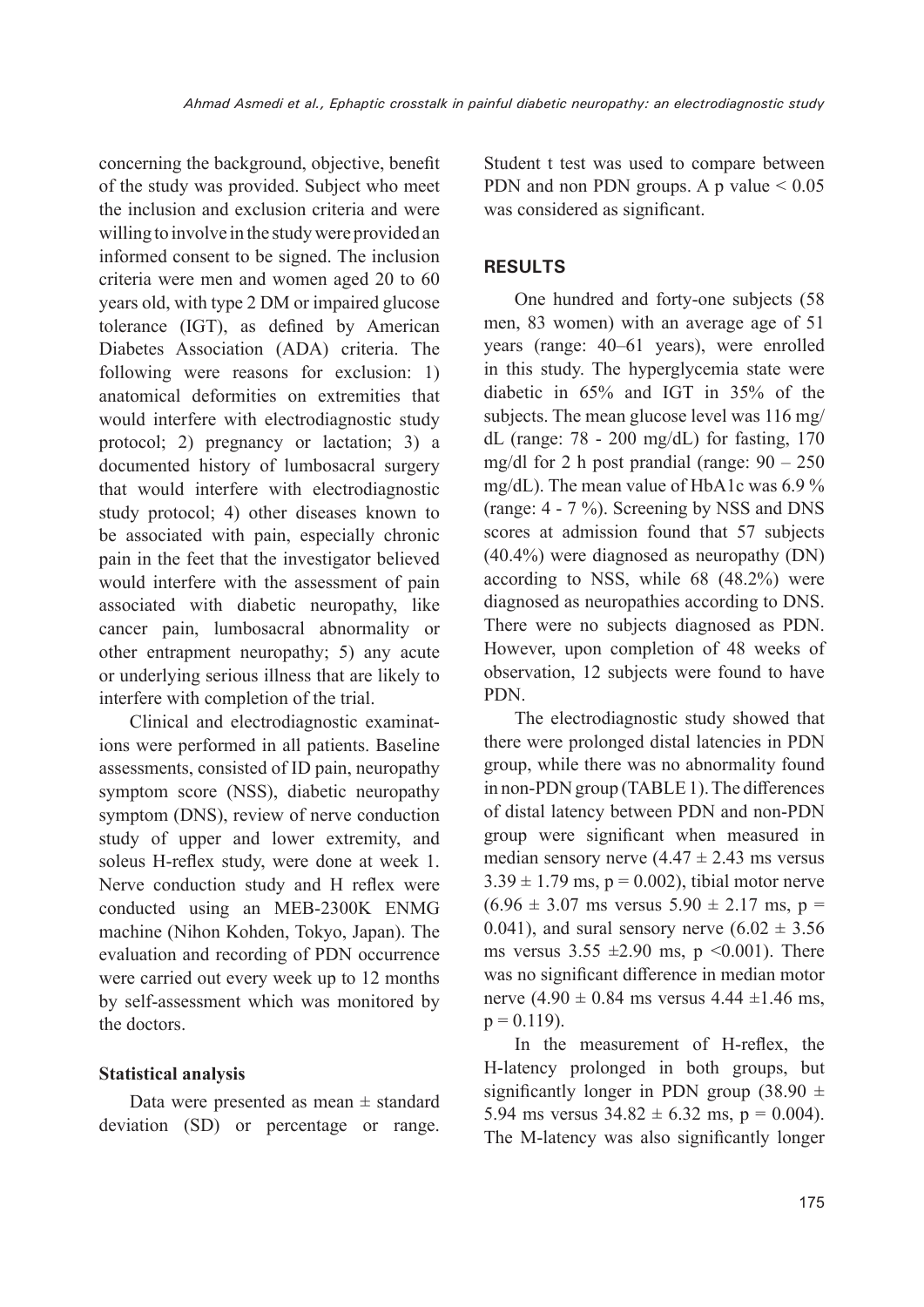concerning the background, objective, benefit of the study was provided. Subject who meet the inclusion and exclusion criteria and were willing to involve in the study were provided an informed consent to be signed. The inclusion criteria were men and women aged 20 to 60 years old, with type 2 DM or impaired glucose tolerance (IGT), as defined by American Diabetes Association (ADA) criteria. The following were reasons for exclusion: 1) anatomical deformities on extremities that would interfere with electrodiagnostic study protocol; 2) pregnancy or lactation; 3) a documented history of lumbosacral surgery that would interfere with electrodiagnostic study protocol; 4) other diseases known to be associated with pain, especially chronic pain in the feet that the investigator believed would interfere with the assessment of pain associated with diabetic neuropathy, like cancer pain, lumbosacral abnormality or other entrapment neuropathy; 5) any acute or underlying serious illness that are likely to interfere with completion of the trial.

Clinical and electrodiagnostic examinations were performed in all patients. Baseline assessments, consisted of ID pain, neuropathy symptom score (NSS), diabetic neuropathy symptom (DNS), review of nerve conduction study of upper and lower extremity, and soleus H-reflex study, were done at week 1. Nerve conduction study and H reflex were conducted using an MEB-2300K ENMG machine (Nihon Kohden, Tokyo, Japan). The evaluation and recording of PDN occurrence were carried out every week up to 12 months by self-assessment which was monitored by the doctors.

### Statistical analysis

Data were presented as mean ± standard deviation (SD) or percentage or range. Student t test was used to compare between PDN and non PDN groups. A p value $< 0.05$ was considered as significant.

## RESULTS

One hundred and forty-one subjects (58 men, 83 women) with an average age of 51 years (range: 40–61 years), were enrolled in this study. The hyperglycemia state were diabetic in 65% and IGT in 35% of the subjects. The mean glucose level was 116 mg/dL (range: 78 - 200 mg/dL) for fasting, 170 mg/dl for 2 h post prandial (range: 90 – 250 mg/dL). The mean value of HbA1c was 6.9 % (range: 4 - 7 %). Screening by NSS and DNS scores at admission found that 57 subjects (40.4%) were diagnosed as neuropathy (DN) according to NSS, while 68 (48.2%) were diagnosed as neuropathies according to DNS. There were no subjects diagnosed as PDN. However, upon completion of 48 weeks of observation, 12 subjects were found to have PDN.

The electrodiagnostic study showed that there were prolonged distal latencies in PDN group, while there was no abnormality found in non-PDN group (TABLE 1). The differences of distal latency between PDN and non-PDN group were significant when measured in median sensory nerve (4.47 ± 2.43 ms versus 3.39 ± 1.79 ms, $p = 0.002$), tibial motor nerve (6.96 ± 3.07 ms versus 5.90 ± 2.17 ms, $p = 0.041$), and sural sensory nerve (6.02 ± 3.56 ms versus 3.55 ±2.90 ms, $p < 0.001$). There was no significant difference in median motor nerve (4.90 ± 0.84 ms versus 4.44 ±1.46 ms, $p = 0.119$).

In the measurement of H-reflex, the H-latency prolonged in both groups, but significantly longer in PDN group (38.90 ± 5.94 ms versus 34.82 ± 6.32 ms, $p = 0.004$). The M-latency was also significantly longer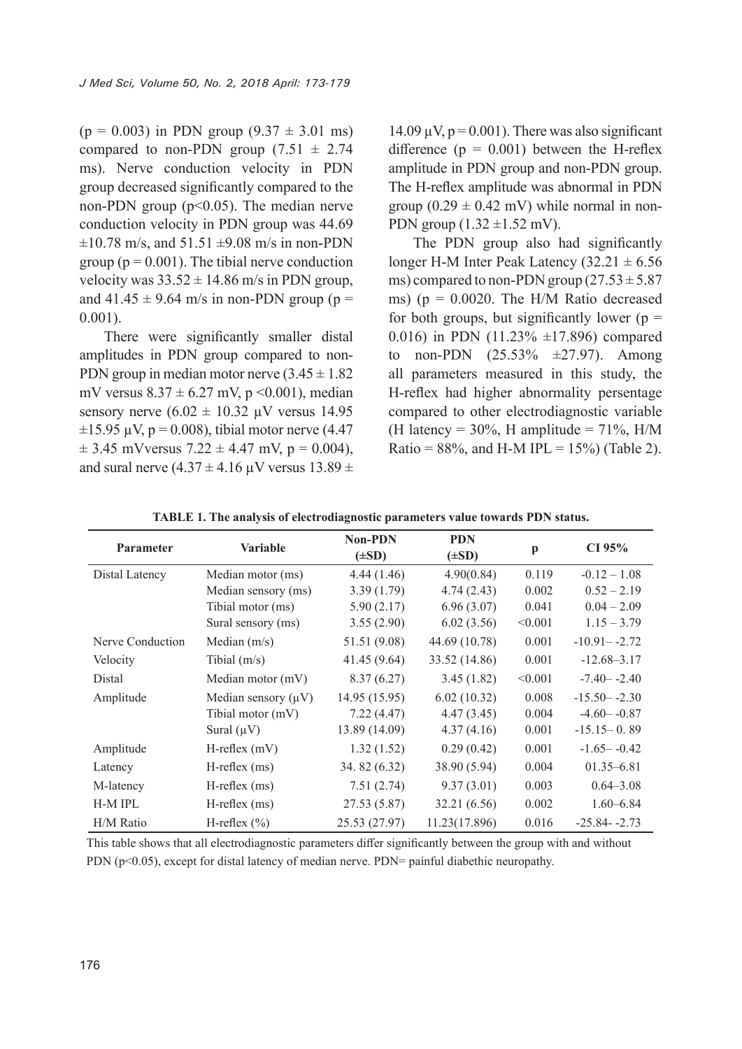(p = 0.003) in PDN group (9.37 ± 3.01 ms) compared to non-PDN group (7.51 ± 2.74 ms). Nerve conduction velocity in PDN group decreased significantly compared to the non-PDN group ($p<0.05$). The median nerve conduction velocity in PDN group was 44.69 ±10.78 m/s, and 51.51 ±9.08 m/s in non-PDN group (p = 0.001). The tibial nerve conduction velocity was 33.52 ± 14.86 m/s in PDN group, and 41.45 ± 9.64 m/s in non-PDN group (p = 0.001).

There were significantly smaller distal amplitudes in PDN group compared to non-PDN group in median motor nerve (3.45 ± 1.82 mV versus 8.37 ± 6.27 mV, p <0.001), median sensory nerve (6.02 ± 10.32 µV versus 14.95 ±15.95 µV, p = 0.008), tibial motor nerve (4.47 ± 3.45 mVversus 7.22 ± 4.47 mV, p = 0.004), and sural nerve (4.37 ± 4.16 µV versus 13.89 ± 14.09 µV, p = 0.001). There was also significant difference (p = 0.001) between the H-reflex amplitude in PDN group and non-PDN group. The H-reflex amplitude was abnormal in PDN group (0.29 ± 0.42 mV) while normal in non-PDN group (1.32 ±1.52 mV).

The PDN group also had significantly longer H-M Inter Peak Latency (32.21 ± 6.56 ms) compared to non-PDN group (27.53 ± 5.87 ms) (p = 0.0020. The H/M Ratio decreased for both groups, but significantly lower (p = 0.016) in PDN (11.23% ±17.896) compared to non-PDN (25.53% ±27.97). Among all parameters measured in this study, the H-reflex had higher abnormality persentage compared to other electrodiagnostic variable (H latency = 30%, H amplitude = 71%, H/M Ratio = 88%, and H-M IPL = 15%) (Table 2).

**TABLE 1. The analysis of electrodiagnostic parameters value towards PDN status.**

| Parameter | Variable | Non-PDN (±SD) | PDN (±SD) | p | CI 95% |
|---|---|---|---|---|---|
| Distal Latency | Median motor (ms) | 4.44 (1.46) | 4.90(0.84) | 0.119 | -0.12 – 1.08 |
| | Median sensory (ms) | 3.39 (1.79) | 4.74 (2.43) | 0.002 | 0.52 – 2.19 |
| | Tibial motor (ms) | 5.90 (2.17) | 6.96 (3.07) | 0.041 | 0.04 – 2.09 |
| | Sural sensory (ms) | 3.55 (2.90) | 6.02 (3.56) | <0.001 | 1.15 – 3.79 |
| Nerve Conduction Velocity | Median (m/s) | 51.51 (9.08) | 44.69 (10.78) | 0.001 | -10.91– -2.72 |
| | Tibial (m/s) | 41.45 (9.64) | 33.52 (14.86) | 0.001 | -12.68–3.17 |
| Distal Amplitude | Median motor (mV) | 8.37 (6.27) | 3.45 (1.82) | <0.001 | -7.40– -2.40 |
| | Median sensory (µV) | 14.95 (15.95) | 6.02 (10.32) | 0.008 | -15.50– -2.30 |
| | Tibial motor (mV) | 7.22 (4.47) | 4.47 (3.45) | 0.004 | -4.60– -0.87 |
| | Sural (µV) | 13.89 (14.09) | 4.37 (4.16) | 0.001 | -15.15– 0. 89 |
| Amplitude | H-reflex (mV) | 1.32 (1.52) | 0.29 (0.42) | 0.001 | -1.65– -0.42 |
| Latency | H-reflex (ms) | 34. 82 (6.32) | 38.90 (5.94) | 0.004 | 01.35–6.81 |
| M-latency | H-reflex (ms) | 7.51 (2.74) | 9.37 (3.01) | 0.003 | 0.64–3.08 |
| H-M IPL | H-reflex (ms) | 27.53 (5.87) | 32.21 (6.56) | 0.002 | 1.60–6.84 |
| H/M Ratio | H-reflex (%) | 25.53 (27.97) | 11.23(17.896) | 0.016 | -25.84- -2.73 |

This table shows that all electrodiagnostic parameters differ significantly between the group with and without PDN ($p<0.05$), except for distal latency of median nerve. PDN= painful diabetic neuropathy.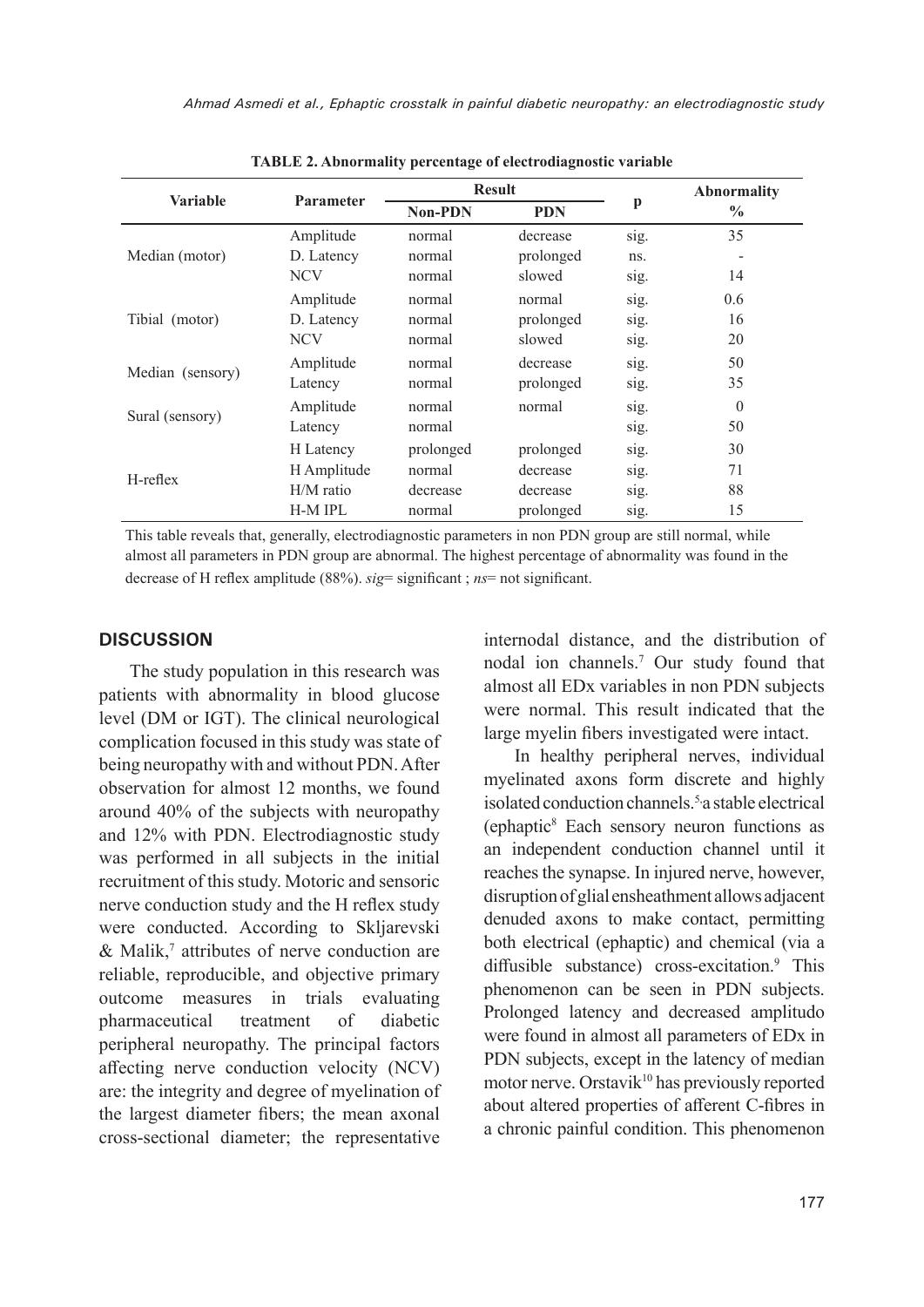**TABLE 2. Abnormality percentage of electrodiagnostic variable**

| Variable | Parameter | Result | | p | Abnormality % |
|---|---|---|---|---|---|
| | | Non-PDN | PDN | | |
| Median (motor) | Amplitude | normal | decrease | sig. | 35 |
| | D. Latency | normal | prolonged | ns. | - |
| | NCV | normal | slowed | sig. | 14 |
| Tibial (motor) | Amplitude | normal | normal | sig. | 0.6 |
| | D. Latency | normal | prolonged | sig. | 16 |
| | NCV | normal | slowed | sig. | 20 |
| Median (sensory) | Amplitude | normal | decrease | sig. | 50 |
| | Latency | normal | prolonged | sig. | 35 |
| Sural (sensory) | Amplitude | normal | normal | sig. | 0 |
| | Latency | normal | | sig. | 50 |
| H-reflex | H Latency | prolonged | prolonged | sig. | 30 |
| | H Amplitude | normal | decrease | sig. | 71 |
| | H/M ratio | decrease | decrease | sig. | 88 |
| | H-M IPL | normal | prolonged | sig. | 15 |

This table reveals that, generally, electrodiagnostic parameters in non PDN group are still normal, while almost all parameters in PDN group are abnormal. The highest percentage of abnormality was found in the decrease of H reflex amplitude (88%). *sig*= significant ; *ns*= not significant.

## DISCUSSION

The study population in this research was patients with abnormality in blood glucose level (DM or IGT). The clinical neurological complication focused in this study was state of being neuropathy with and without PDN. After observation for almost 12 months, we found around 40% of the subjects with neuropathy and 12% with PDN. Electrodiagnostic study was performed in all subjects in the initial recruitment of this study. Motoric and sensoric nerve conduction study and the H reflex study were conducted. According to Skljarevski & Malik,[7] attributes of nerve conduction are reliable, reproducible, and objective primary outcome measures in trials evaluating pharmaceutical treatment of diabetic peripheral neuropathy. The principal factors affecting nerve conduction velocity (NCV) are: the integrity and degree of myelination of the largest diameter fibers; the mean axonal cross-sectional diameter; the representative internodal distance, and the distribution of nodal ion channels.[7] Our study found that almost all EDx variables in non PDN subjects were normal. This result indicated that the large myelin fibers investigated were intact.

In healthy peripheral nerves, individual myelinated axons form discrete and highly isolated conduction channels.[5,] a stable electrical (ephaptic[8] Each sensory neuron functions as an independent conduction channel until it reaches the synapse. In injured nerve, however, disruption of glial ensheathment allows adjacent denuded axons to make contact, permitting both electrical (ephaptic) and chemical (via a diffusible substance) cross-excitation.[9] This phenomenon can be seen in PDN subjects. Prolonged latency and decreased amplitudo were found in almost all parameters of EDx in PDN subjects, except in the latency of median motor nerve. Orstavik[10] has previously reported about altered properties of afferent C-fibres in a chronic painful condition. This phenomenon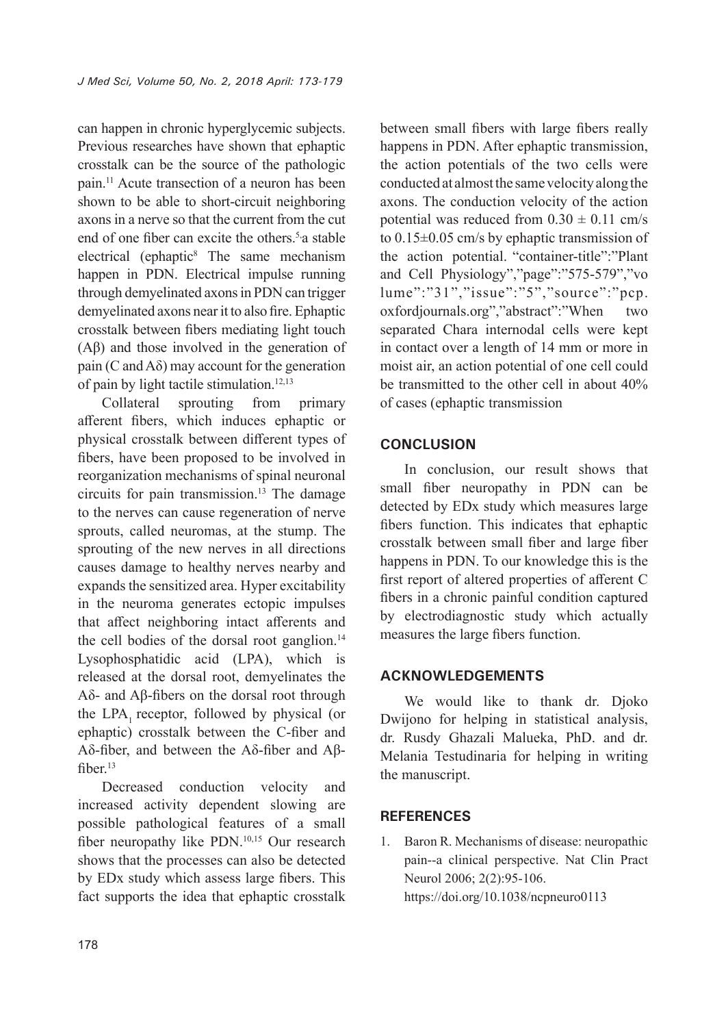can happen in chronic hyperglycemic subjects. Previous researches have shown that ephaptic crosstalk can be the source of the pathologic pain.[11] Acute transection of a neuron has been shown to be able to short-circuit neighboring axons in a nerve so that the current from the cut end of one fiber can excite the others.[5,]a stable electrical (ephaptic[8] The same mechanism happen in PDN. Electrical impulse running through demyelinated axons in PDN can trigger demyelinated axons near it to also fire. Ephaptic crosstalk between fibers mediating light touch (Aβ) and those involved in the generation of pain (C and Aδ) may account for the generation of pain by light tactile stimulation.[12,13]

Collateral sprouting from primary afferent fibers, which induces ephaptic or physical crosstalk between different types of fibers, have been proposed to be involved in reorganization mechanisms of spinal neuronal circuits for pain transmission.[13] The damage to the nerves can cause regeneration of nerve sprouts, called neuromas, at the stump. The sprouting of the new nerves in all directions causes damage to healthy nerves nearby and expands the sensitized area. Hyper excitability in the neuroma generates ectopic impulses that affect neighboring intact afferents and the cell bodies of the dorsal root ganglion.[14] Lysophosphatidic acid (LPA), which is released at the dorsal root, demyelinates the Aδ- and Aβ-fibers on the dorsal root through the $LPA_1$ receptor, followed by physical (or ephaptic) crosstalk between the C-fiber and Aδ-fiber, and between the Aδ-fiber and Aβ-fiber.[13]

Decreased conduction velocity and increased activity dependent slowing are possible pathological features of a small fiber neuropathy like PDN.[10,15] Our research shows that the processes can also be detected by EDx study which assess large fibers. This fact supports the idea that ephaptic crosstalk between small fibers with large fibers really happens in PDN. After ephaptic transmission, the action potentials of the two cells were conducted at almost the same velocity along the axons. The conduction velocity of the action potential was reduced from $0.30 \pm 0.11$ cm/s to $0.15 \pm 0.05$ cm/s by ephaptic transmission of the action potential. "container-title":"Plant and Cell Physiology","page":"575-579","volume":"31","issue":"5","source":"pcp.oxfordjournals.org","abstract":"When two separated Chara internodal cells were kept in contact over a length of 14 mm or more in moist air, an action potential of one cell could be transmitted to the other cell in about 40% of cases (ephaptic transmission

## CONCLUSION

In conclusion, our result shows that small fiber neuropathy in PDN can be detected by EDx study which measures large fibers function. This indicates that ephaptic crosstalk between small fiber and large fiber happens in PDN. To our knowledge this is the first report of altered properties of afferent C fibers in a chronic painful condition captured by electrodiagnostic study which actually measures the large fibers function.

## ACKNOWLEDGEMENTS

We would like to thank dr. Djoko Dwijono for helping in statistical analysis, dr. Rusdy Ghazali Malueka, PhD. and dr. Melania Testudinaria for helping in writing the manuscript.

## REFERENCES

1. Baron R. Mechanisms of disease: neuropathic pain--a clinical perspective. Nat Clin Pract Neurol 2006; 2(2):95-106. https://doi.org/10.1038/ncpneuro0113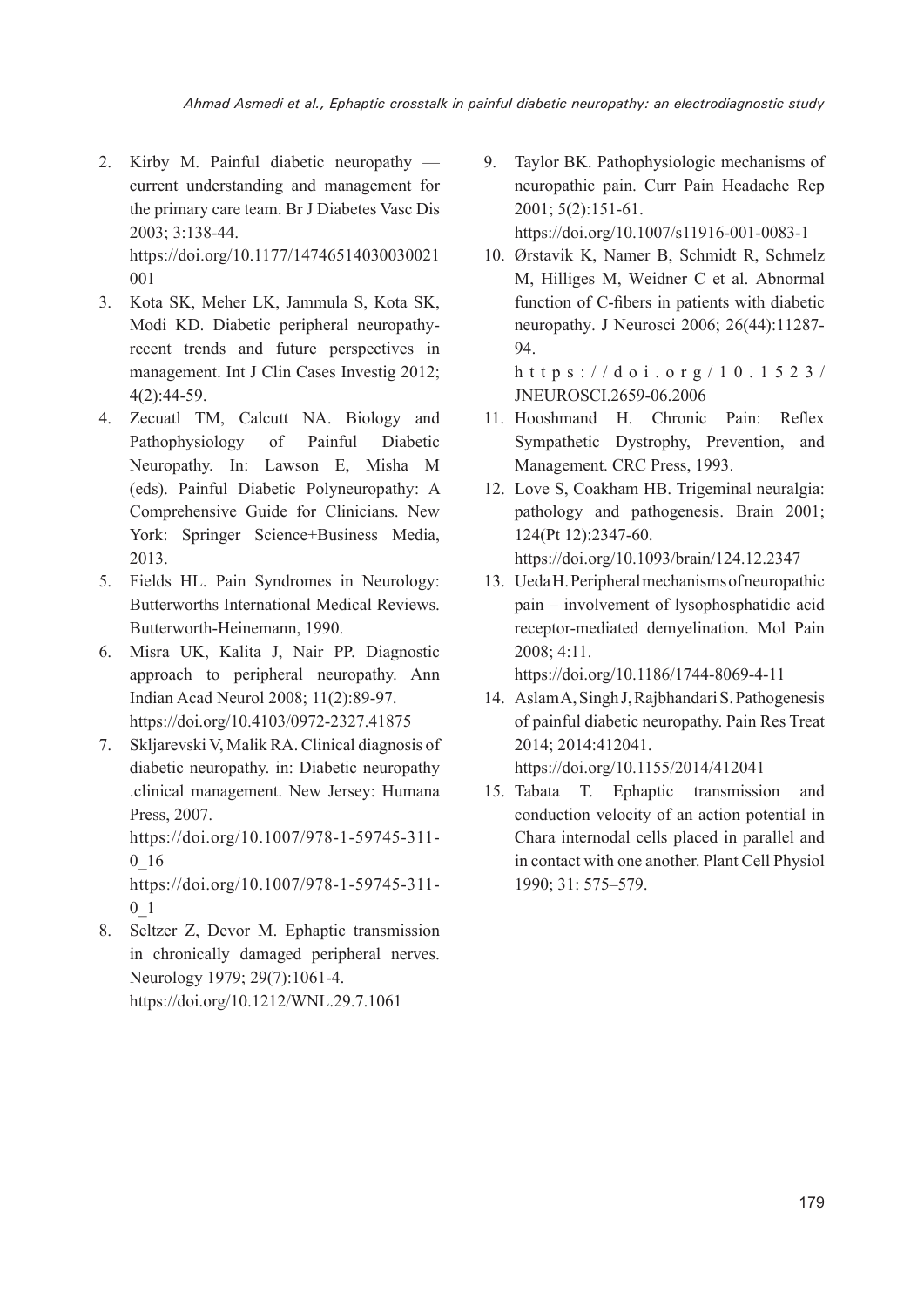2. Kirby M. Painful diabetic neuropathy — current understanding and management for the primary care team. Br J Diabetes Vasc Dis 2003; 3:138-44.
   https://doi.org/10.1177/14746514030030021001
3. Kota SK, Meher LK, Jammula S, Kota SK, Modi KD. Diabetic peripheral neuropathy-recent trends and future perspectives in management. Int J Clin Cases Investig 2012; 4(2):44-59.
4. Zecuatl TM, Calcutt NA. Biology and Pathophysiology of Painful Diabetic Neuropathy. In: Lawson E, Misha M (eds). Painful Diabetic Polyneuropathy: A Comprehensive Guide for Clinicians. New York: Springer Science+Business Media, 2013.
5. Fields HL. Pain Syndromes in Neurology: Butterworths International Medical Reviews. Butterworth-Heinemann, 1990.
6. Misra UK, Kalita J, Nair PP. Diagnostic approach to peripheral neuropathy. Ann Indian Acad Neurol 2008; 11(2):89-97.
   https://doi.org/10.4103/0972-2327.41875
7. Skljarevski V, Malik RA. Clinical diagnosis of diabetic neuropathy. in: Diabetic neuropathy .clinical management. New Jersey: Humana Press, 2007.
   https://doi.org/10.1007/978-1-59745-311-0_16
   https://doi.org/10.1007/978-1-59745-311-0_1
8. Seltzer Z, Devor M. Ephaptic transmission in chronically damaged peripheral nerves. Neurology 1979; 29(7):1061-4.
   https://doi.org/10.1212/WNL.29.7.1061
9. Taylor BK. Pathophysiologic mechanisms of neuropathic pain. Curr Pain Headache Rep 2001; 5(2):151-61.
   https://doi.org/10.1007/s11916-001-0083-1
10. Ørstavik K, Namer B, Schmidt R, Schmelz M, Hilliges M, Weidner C et al. Abnormal function of C-fibers in patients with diabetic neuropathy. J Neurosci 2006; 26(44):11287-94.
    https://doi.org/10.1523/JNEUROSCI.2659-06.2006
11. Hooshmand H. Chronic Pain: Reflex Sympathetic Dystrophy, Prevention, and Management. CRC Press, 1993.
12. Love S, Coakham HB. Trigeminal neuralgia: pathology and pathogenesis. Brain 2001; 124(Pt 12):2347-60.
    https://doi.org/10.1093/brain/124.12.2347
13. Ueda H. Peripheral mechanisms of neuropathic pain – involvement of lysophosphatidic acid receptor-mediated demyelination. Mol Pain 2008; 4:11.
    https://doi.org/10.1186/1744-8069-4-11
14. Aslam A, Singh J, Rajbhandari S. Pathogenesis of painful diabetic neuropathy. Pain Res Treat 2014; 2014:412041.
    https://doi.org/10.1155/2014/412041
15. Tabata T. Ephaptic transmission and conduction velocity of an action potential in Chara internodal cells placed in parallel and in contact with one another. Plant Cell Physiol 1990; 31: 575–579.